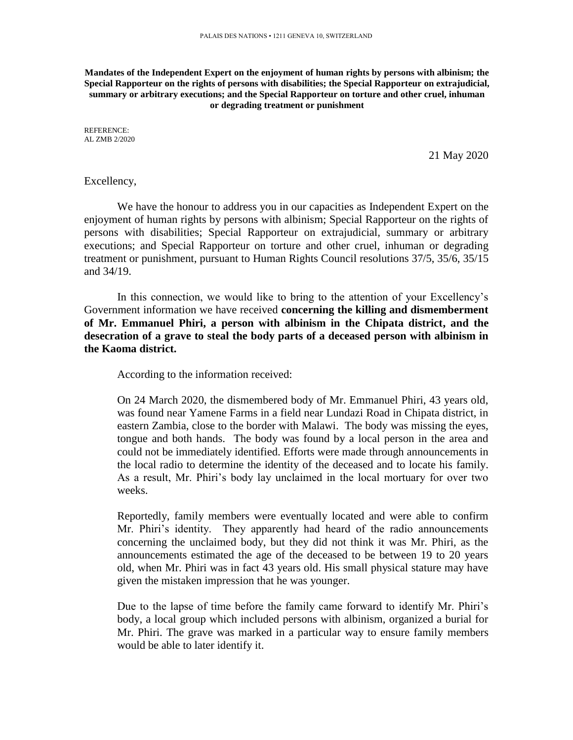PALAIS DES NATIONS • 1211 GENEVA 10, SWITZERLAND

**Mandates of the Independent Expert on the enjoyment of human rights by persons with albinism; the Special Rapporteur on the rights of persons with disabilities; the Special Rapporteur on extrajudicial, summary or arbitrary executions; and the Special Rapporteur on torture and other cruel, inhuman or degrading treatment or punishment**

REFERENCE:
AL ZMB 2/2020

21 May 2020

Excellency,

We have the honour to address you in our capacities as Independent Expert on the enjoyment of human rights by persons with albinism; Special Rapporteur on the rights of persons with disabilities; Special Rapporteur on extrajudicial, summary or arbitrary executions; and Special Rapporteur on torture and other cruel, inhuman or degrading treatment or punishment, pursuant to Human Rights Council resolutions 37/5, 35/6, 35/15 and 34/19.

In this connection, we would like to bring to the attention of your Excellency's Government information we have received **concerning the killing and dismemberment of Mr. Emmanuel Phiri, a person with albinism in the Chipata district, and the desecration of a grave to steal the body parts of a deceased person with albinism in the Kaoma district.**

According to the information received:

> On 24 March 2020, the dismembered body of Mr. Emmanuel Phiri, 43 years old, was found near Yamene Farms in a field near Lundazi Road in Chipata district, in eastern Zambia, close to the border with Malawi. The body was missing the eyes, tongue and both hands. The body was found by a local person in the area and could not be immediately identified. Efforts were made through announcements in the local radio to determine the identity of the deceased and to locate his family. As a result, Mr. Phiri's body lay unclaimed in the local mortuary for over two weeks.
>
> Reportedly, family members were eventually located and were able to confirm Mr. Phiri's identity. They apparently had heard of the radio announcements concerning the unclaimed body, but they did not think it was Mr. Phiri, as the announcements estimated the age of the deceased to be between 19 to 20 years old, when Mr. Phiri was in fact 43 years old. His small physical stature may have given the mistaken impression that he was younger.
>
> Due to the lapse of time before the family came forward to identify Mr. Phiri's body, a local group which included persons with albinism, organized a burial for Mr. Phiri. The grave was marked in a particular way to ensure family members would be able to later identify it.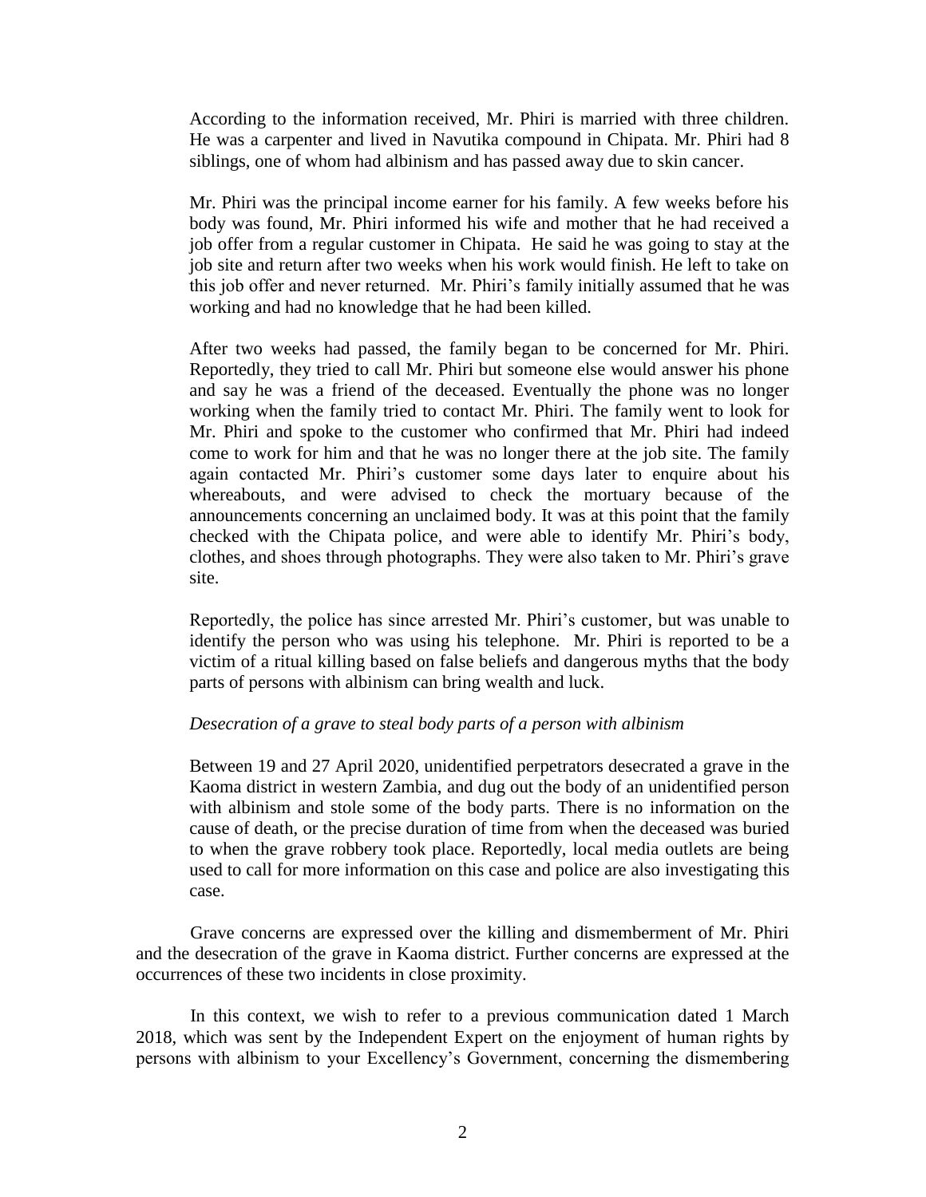According to the information received, Mr. Phiri is married with three children. He was a carpenter and lived in Navutika compound in Chipata. Mr. Phiri had 8 siblings, one of whom had albinism and has passed away due to skin cancer.

Mr. Phiri was the principal income earner for his family. A few weeks before his body was found, Mr. Phiri informed his wife and mother that he had received a job offer from a regular customer in Chipata. He said he was going to stay at the job site and return after two weeks when his work would finish. He left to take on this job offer and never returned. Mr. Phiri's family initially assumed that he was working and had no knowledge that he had been killed.

After two weeks had passed, the family began to be concerned for Mr. Phiri. Reportedly, they tried to call Mr. Phiri but someone else would answer his phone and say he was a friend of the deceased. Eventually the phone was no longer working when the family tried to contact Mr. Phiri. The family went to look for Mr. Phiri and spoke to the customer who confirmed that Mr. Phiri had indeed come to work for him and that he was no longer there at the job site. The family again contacted Mr. Phiri's customer some days later to enquire about his whereabouts, and were advised to check the mortuary because of the announcements concerning an unclaimed body. It was at this point that the family checked with the Chipata police, and were able to identify Mr. Phiri's body, clothes, and shoes through photographs. They were also taken to Mr. Phiri's grave site.

Reportedly, the police has since arrested Mr. Phiri's customer, but was unable to identify the person who was using his telephone. Mr. Phiri is reported to be a victim of a ritual killing based on false beliefs and dangerous myths that the body parts of persons with albinism can bring wealth and luck.

*Desecration of a grave to steal body parts of a person with albinism*

Between 19 and 27 April 2020, unidentified perpetrators desecrated a grave in the Kaoma district in western Zambia, and dug out the body of an unidentified person with albinism and stole some of the body parts. There is no information on the cause of death, or the precise duration of time from when the deceased was buried to when the grave robbery took place. Reportedly, local media outlets are being used to call for more information on this case and police are also investigating this case.

Grave concerns are expressed over the killing and dismemberment of Mr. Phiri and the desecration of the grave in Kaoma district. Further concerns are expressed at the occurrences of these two incidents in close proximity.

In this context, we wish to refer to a previous communication dated 1 March 2018, which was sent by the Independent Expert on the enjoyment of human rights by persons with albinism to your Excellency's Government, concerning the dismembering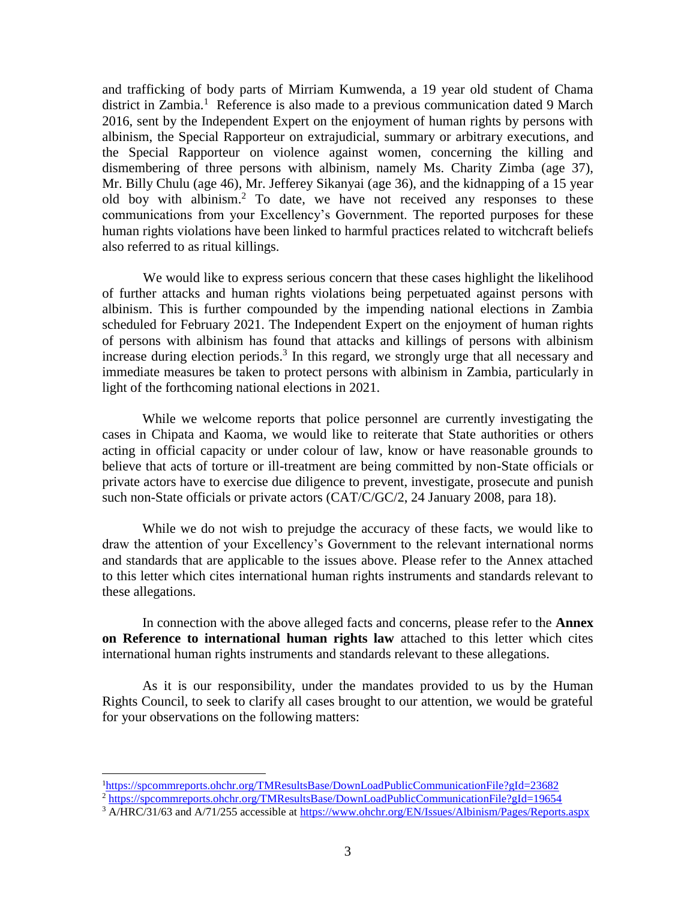and trafficking of body parts of Mirriam Kumwenda, a 19 year old student of Chama district in Zambia.[1] Reference is also made to a previous communication dated 9 March 2016, sent by the Independent Expert on the enjoyment of human rights by persons with albinism, the Special Rapporteur on extrajudicial, summary or arbitrary executions, and the Special Rapporteur on violence against women, concerning the killing and dismembering of three persons with albinism, namely Ms. Charity Zimba (age 37), Mr. Billy Chulu (age 46), Mr. Jefferey Sikanyai (age 36), and the kidnapping of a 15 year old boy with albinism.[2] To date, we have not received any responses to these communications from your Excellency's Government. The reported purposes for these human rights violations have been linked to harmful practices related to witchcraft beliefs also referred to as ritual killings.

We would like to express serious concern that these cases highlight the likelihood of further attacks and human rights violations being perpetuated against persons with albinism. This is further compounded by the impending national elections in Zambia scheduled for February 2021. The Independent Expert on the enjoyment of human rights of persons with albinism has found that attacks and killings of persons with albinism increase during election periods.[3] In this regard, we strongly urge that all necessary and immediate measures be taken to protect persons with albinism in Zambia, particularly in light of the forthcoming national elections in 2021.

While we welcome reports that police personnel are currently investigating the cases in Chipata and Kaoma, we would like to reiterate that State authorities or others acting in official capacity or under colour of law, know or have reasonable grounds to believe that acts of torture or ill-treatment are being committed by non-State officials or private actors have to exercise due diligence to prevent, investigate, prosecute and punish such non-State officials or private actors (CAT/C/GC/2, 24 January 2008, para 18).

While we do not wish to prejudge the accuracy of these facts, we would like to draw the attention of your Excellency's Government to the relevant international norms and standards that are applicable to the issues above. Please refer to the Annex attached to this letter which cites international human rights instruments and standards relevant to these allegations.

In connection with the above alleged facts and concerns, please refer to the **Annex on Reference to international human rights law** attached to this letter which cites international human rights instruments and standards relevant to these allegations.

As it is our responsibility, under the mandates provided to us by the Human Rights Council, to seek to clarify all cases brought to our attention, we would be grateful for your observations on the following matters:

---

[1] https://spcommreports.ohchr.org/TMResultsBase/DownLoadPublicCommunicationFile?gId=23682

[2] https://spcommreports.ohchr.org/TMResultsBase/DownLoadPublicCommunicationFile?gId=19654

[3] A/HRC/31/63 and A/71/255 accessible at https://www.ohchr.org/EN/Issues/Albinism/Pages/Reports.aspx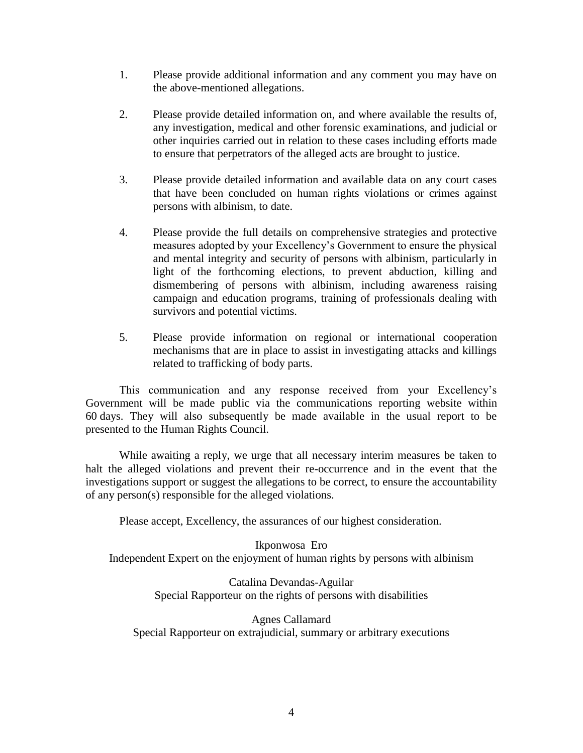1. Please provide additional information and any comment you may have on the above-mentioned allegations.

2. Please provide detailed information on, and where available the results of, any investigation, medical and other forensic examinations, and judicial or other inquiries carried out in relation to these cases including efforts made to ensure that perpetrators of the alleged acts are brought to justice.

3. Please provide detailed information and available data on any court cases that have been concluded on human rights violations or crimes against persons with albinism, to date.

4. Please provide the full details on comprehensive strategies and protective measures adopted by your Excellency's Government to ensure the physical and mental integrity and security of persons with albinism, particularly in light of the forthcoming elections, to prevent abduction, killing and dismembering of persons with albinism, including awareness raising campaign and education programs, training of professionals dealing with survivors and potential victims.

5. Please provide information on regional or international cooperation mechanisms that are in place to assist in investigating attacks and killings related to trafficking of body parts.

This communication and any response received from your Excellency's Government will be made public via the communications reporting website within 60 days. They will also subsequently be made available in the usual report to be presented to the Human Rights Council.

While awaiting a reply, we urge that all necessary interim measures be taken to halt the alleged violations and prevent their re-occurrence and in the event that the investigations support or suggest the allegations to be correct, to ensure the accountability of any person(s) responsible for the alleged violations.

Please accept, Excellency, the assurances of our highest consideration.

Ikponwosa Ero
Independent Expert on the enjoyment of human rights by persons with albinism

Catalina Devandas-Aguilar
Special Rapporteur on the rights of persons with disabilities

Agnes Callamard
Special Rapporteur on extrajudicial, summary or arbitrary executions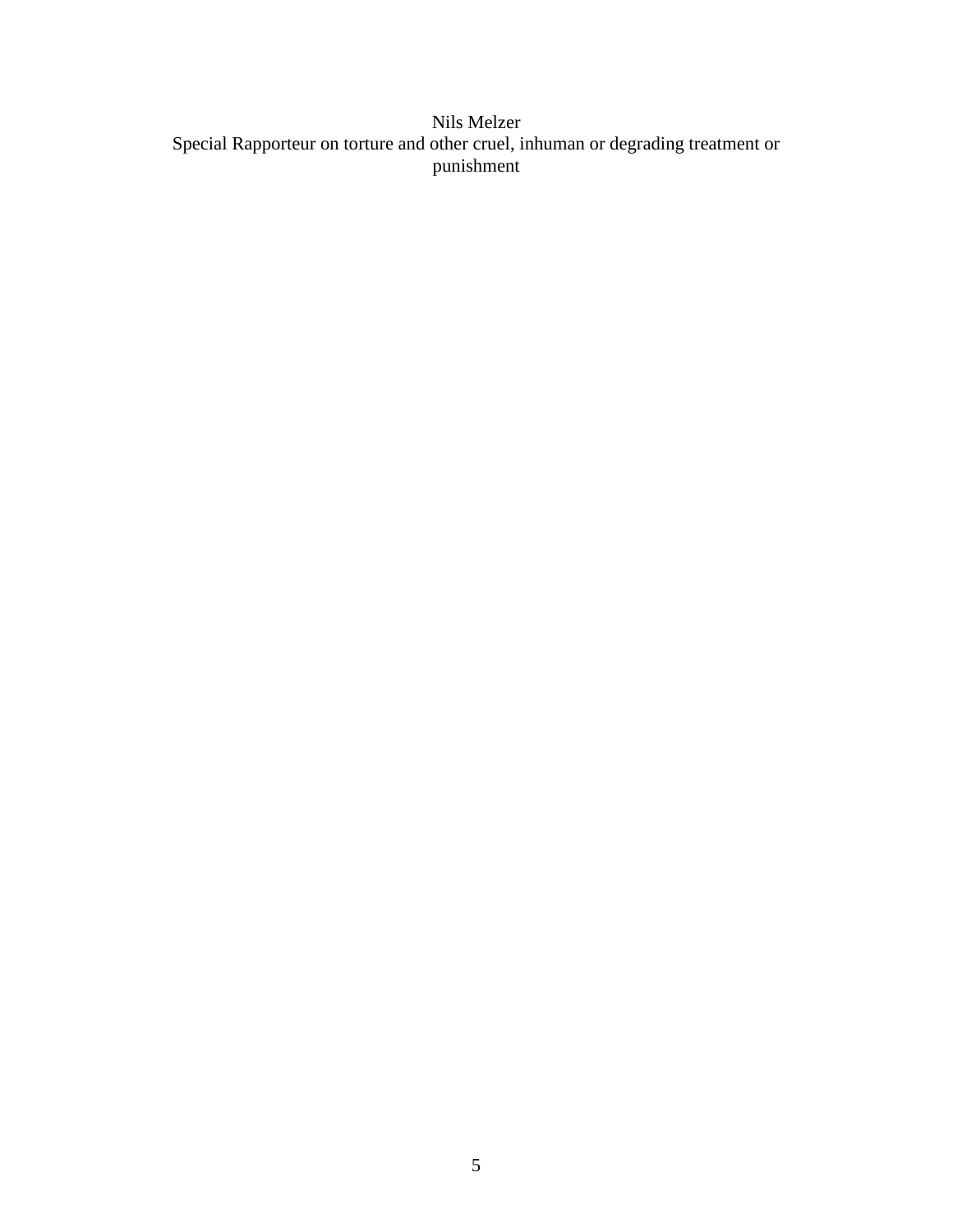Nils Melzer

Special Rapporteur on torture and other cruel, inhuman or degrading treatment or punishment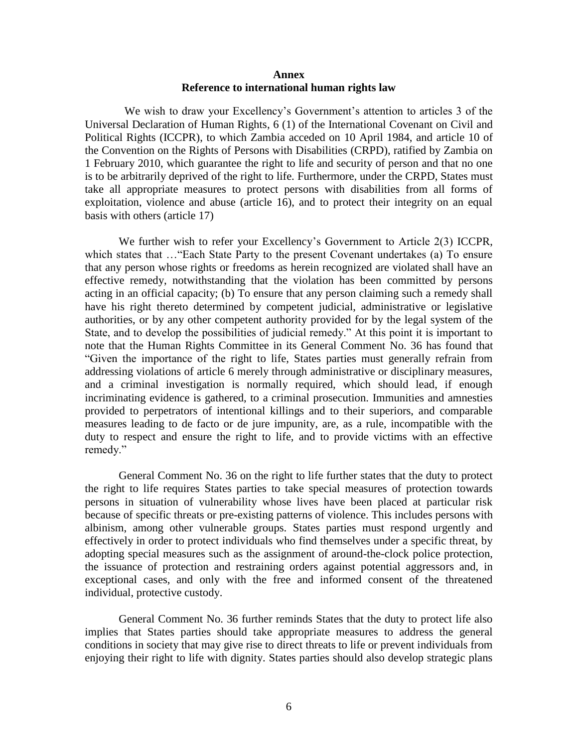**Annex**
**Reference to international human rights law**

We wish to draw your Excellency's Government's attention to articles 3 of the Universal Declaration of Human Rights, 6 (1) of the International Covenant on Civil and Political Rights (ICCPR), to which Zambia acceded on 10 April 1984, and article 10 of the Convention on the Rights of Persons with Disabilities (CRPD), ratified by Zambia on 1 February 2010, which guarantee the right to life and security of person and that no one is to be arbitrarily deprived of the right to life. Furthermore, under the CRPD, States must take all appropriate measures to protect persons with disabilities from all forms of exploitation, violence and abuse (article 16), and to protect their integrity on an equal basis with others (article 17)

We further wish to refer your Excellency's Government to Article 2(3) ICCPR, which states that …"Each State Party to the present Covenant undertakes (a) To ensure that any person whose rights or freedoms as herein recognized are violated shall have an effective remedy, notwithstanding that the violation has been committed by persons acting in an official capacity; (b) To ensure that any person claiming such a remedy shall have his right thereto determined by competent judicial, administrative or legislative authorities, or by any other competent authority provided for by the legal system of the State, and to develop the possibilities of judicial remedy." At this point it is important to note that the Human Rights Committee in its General Comment No. 36 has found that "Given the importance of the right to life, States parties must generally refrain from addressing violations of article 6 merely through administrative or disciplinary measures, and a criminal investigation is normally required, which should lead, if enough incriminating evidence is gathered, to a criminal prosecution. Immunities and amnesties provided to perpetrators of intentional killings and to their superiors, and comparable measures leading to de facto or de jure impunity, are, as a rule, incompatible with the duty to respect and ensure the right to life, and to provide victims with an effective remedy."

General Comment No. 36 on the right to life further states that the duty to protect the right to life requires States parties to take special measures of protection towards persons in situation of vulnerability whose lives have been placed at particular risk because of specific threats or pre-existing patterns of violence. This includes persons with albinism, among other vulnerable groups. States parties must respond urgently and effectively in order to protect individuals who find themselves under a specific threat, by adopting special measures such as the assignment of around-the-clock police protection, the issuance of protection and restraining orders against potential aggressors and, in exceptional cases, and only with the free and informed consent of the threatened individual, protective custody.

General Comment No. 36 further reminds States that the duty to protect life also implies that States parties should take appropriate measures to address the general conditions in society that may give rise to direct threats to life or prevent individuals from enjoying their right to life with dignity. States parties should also develop strategic plans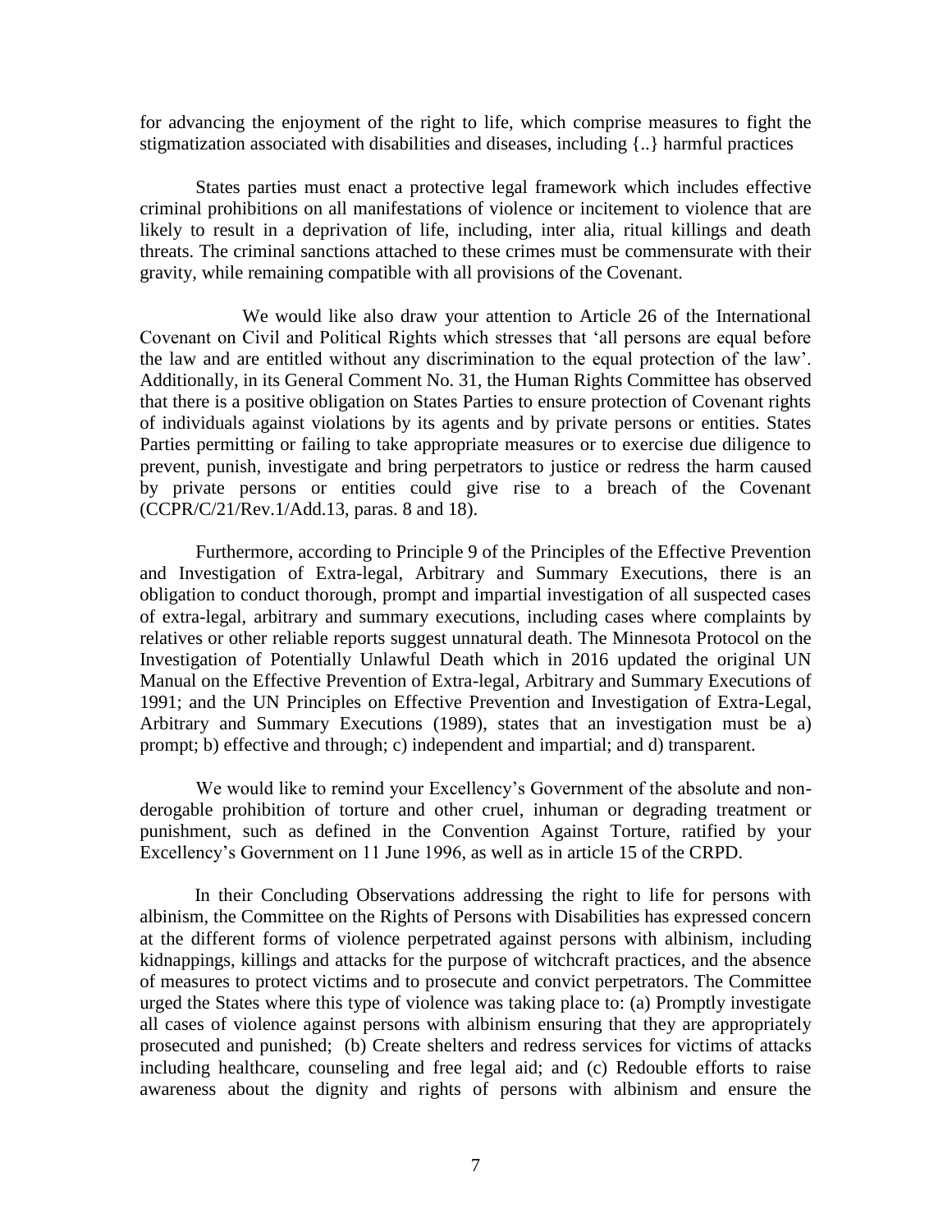for advancing the enjoyment of the right to life, which comprise measures to fight the stigmatization associated with disabilities and diseases, including {..} harmful practices

States parties must enact a protective legal framework which includes effective criminal prohibitions on all manifestations of violence or incitement to violence that are likely to result in a deprivation of life, including, inter alia, ritual killings and death threats. The criminal sanctions attached to these crimes must be commensurate with their gravity, while remaining compatible with all provisions of the Covenant.

We would like also draw your attention to Article 26 of the International Covenant on Civil and Political Rights which stresses that 'all persons are equal before the law and are entitled without any discrimination to the equal protection of the law'. Additionally, in its General Comment No. 31, the Human Rights Committee has observed that there is a positive obligation on States Parties to ensure protection of Covenant rights of individuals against violations by its agents and by private persons or entities. States Parties permitting or failing to take appropriate measures or to exercise due diligence to prevent, punish, investigate and bring perpetrators to justice or redress the harm caused by private persons or entities could give rise to a breach of the Covenant (CCPR/C/21/Rev.1/Add.13, paras. 8 and 18).

Furthermore, according to Principle 9 of the Principles of the Effective Prevention and Investigation of Extra-legal, Arbitrary and Summary Executions, there is an obligation to conduct thorough, prompt and impartial investigation of all suspected cases of extra-legal, arbitrary and summary executions, including cases where complaints by relatives or other reliable reports suggest unnatural death. The Minnesota Protocol on the Investigation of Potentially Unlawful Death which in 2016 updated the original UN Manual on the Effective Prevention of Extra-legal, Arbitrary and Summary Executions of 1991; and the UN Principles on Effective Prevention and Investigation of Extra-Legal, Arbitrary and Summary Executions (1989), states that an investigation must be a) prompt; b) effective and through; c) independent and impartial; and d) transparent.

We would like to remind your Excellency's Government of the absolute and non-derogable prohibition of torture and other cruel, inhuman or degrading treatment or punishment, such as defined in the Convention Against Torture, ratified by your Excellency's Government on 11 June 1996, as well as in article 15 of the CRPD.

In their Concluding Observations addressing the right to life for persons with albinism, the Committee on the Rights of Persons with Disabilities has expressed concern at the different forms of violence perpetrated against persons with albinism, including kidnappings, killings and attacks for the purpose of witchcraft practices, and the absence of measures to protect victims and to prosecute and convict perpetrators. The Committee urged the States where this type of violence was taking place to: (a) Promptly investigate all cases of violence against persons with albinism ensuring that they are appropriately prosecuted and punished; (b) Create shelters and redress services for victims of attacks including healthcare, counseling and free legal aid; and (c) Redouble efforts to raise awareness about the dignity and rights of persons with albinism and ensure the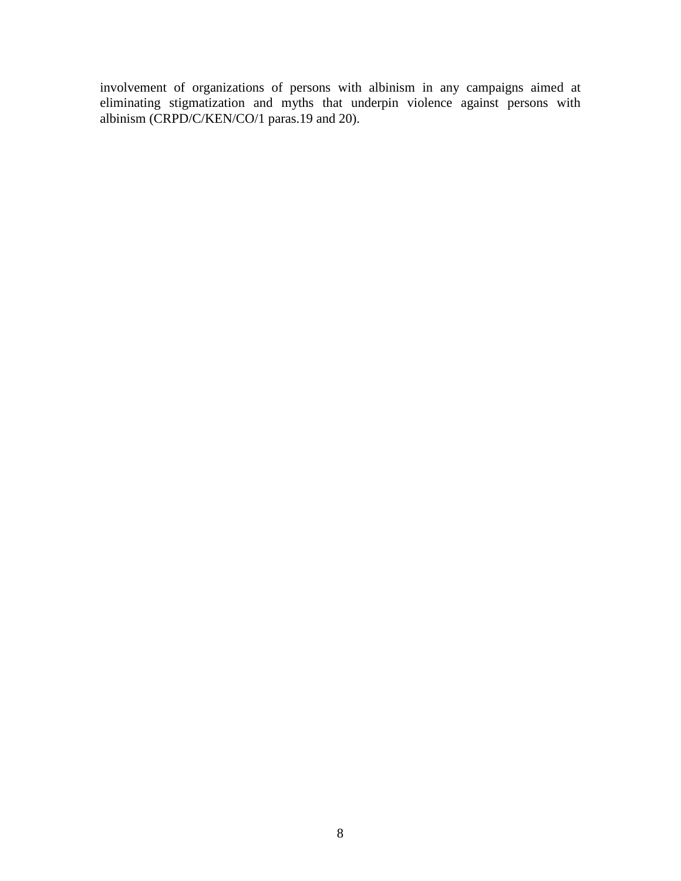involvement of organizations of persons with albinism in any campaigns aimed at eliminating stigmatization and myths that underpin violence against persons with albinism (CRPD/C/KEN/CO/1 paras.19 and 20).